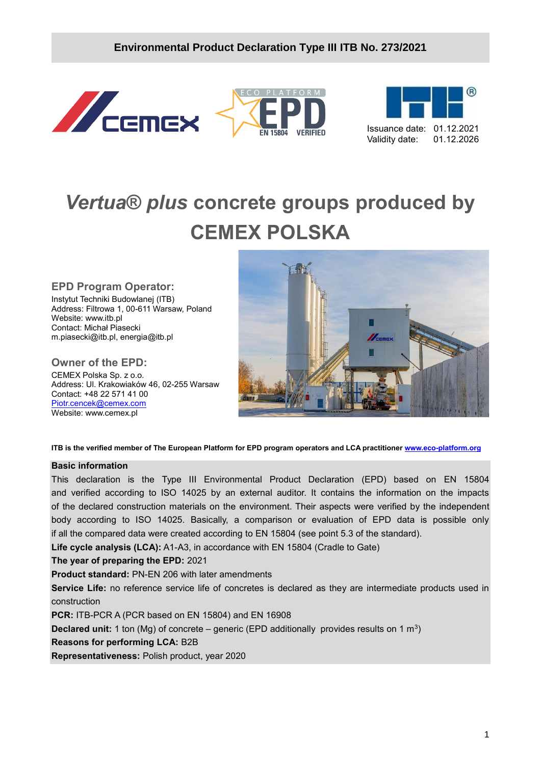**Environmental Product Declaration Type III ITB No. 273/2021**

Issuance date: 01.12.2021
Validity date: 01.12.2026

# *Vertua® plus* concrete groups produced by CEMEX POLSKA

## EPD Program Operator:

Instytut Techniki Budowlanej (ITB)
Address: Filtrowa 1, 00-611 Warsaw, Poland
Website: www.itb.pl
Contact: Michał Piasecki
m.piasecki@itb.pl, energia@itb.pl

## Owner of the EPD:

CEMEX Polska Sp. z o.o.
Address: Ul. Krakowiaków 46, 02-255 Warsaw
Contact: +48 22 571 41 00
Piotr.cencek@cemex.com
Website: www.cemex.pl

**ITB is the verified member of The European Platform for EPD program operators and LCA practitioner www.eco-platform.org**

**Basic information**

This declaration is the Type III Environmental Product Declaration (EPD) based on EN 15804 and verified according to ISO 14025 by an external auditor. It contains the information on the impacts of the declared construction materials on the environment. Their aspects were verified by the independent body according to ISO 14025. Basically, a comparison or evaluation of EPD data is possible only if all the compared data were created according to EN 15804 (see point 5.3 of the standard).

**Life cycle analysis (LCA):** A1-A3, in accordance with EN 15804 (Cradle to Gate)

**The year of preparing the EPD:** 2021

**Product standard:** PN-EN 206 with later amendments

**Service Life:** no reference service life of concretes is declared as they are intermediate products used in construction

**PCR:** ITB-PCR A (PCR based on EN 15804) and EN 16908

**Declared unit:** 1 ton (Mg) of concrete – generic (EPD additionally provides results on 1 $m^3$)

**Reasons for performing LCA:** B2B

**Representativeness:** Polish product, year 2020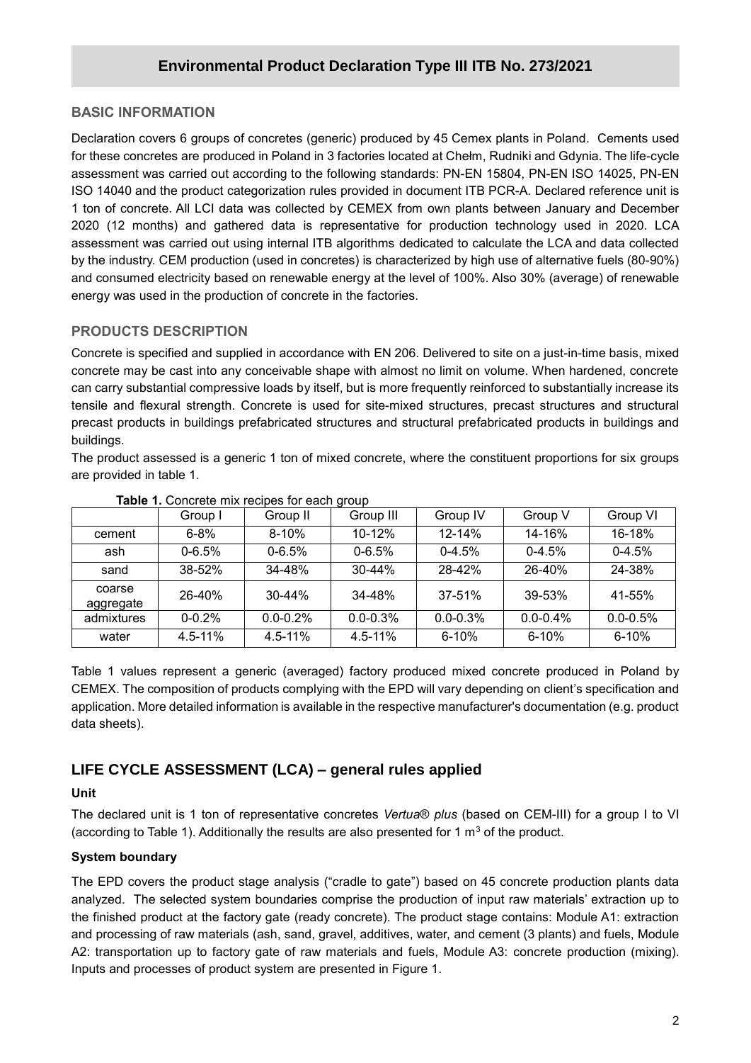## Environmental Product Declaration Type III ITB No. 273/2021

### BASIC INFORMATION

Declaration covers 6 groups of concretes (generic) produced by 45 Cemex plants in Poland. Cements used for these concretes are produced in Poland in 3 factories located at Chełm, Rudniki and Gdynia. The life-cycle assessment was carried out according to the following standards: PN-EN 15804, PN-EN ISO 14025, PN-EN ISO 14040 and the product categorization rules provided in document ITB PCR-A. Declared reference unit is 1 ton of concrete. All LCI data was collected by CEMEX from own plants between January and December 2020 (12 months) and gathered data is representative for production technology used in 2020. LCA assessment was carried out using internal ITB algorithms dedicated to calculate the LCA and data collected by the industry. CEM production (used in concretes) is characterized by high use of alternative fuels (80-90%) and consumed electricity based on renewable energy at the level of 100%. Also 30% (average) of renewable energy was used in the production of concrete in the factories.

### PRODUCTS DESCRIPTION

Concrete is specified and supplied in accordance with EN 206. Delivered to site on a just-in-time basis, mixed concrete may be cast into any conceivable shape with almost no limit on volume. When hardened, concrete can carry substantial compressive loads by itself, but is more frequently reinforced to substantially increase its tensile and flexural strength. Concrete is used for site-mixed structures, precast structures and structural precast products in buildings prefabricated structures and structural prefabricated products in buildings and buildings.

The product assessed is a generic 1 ton of mixed concrete, where the constituent proportions for six groups are provided in table 1.

**Table 1.** Concrete mix recipes for each group

| | Group I | Group II | Group III | Group IV | Group V | Group VI |
|---|---|---|---|---|---|---|
| cement | 6-8% | 8-10% | 10-12% | 12-14% | 14-16% | 16-18% |
| ash | 0-6.5% | 0-6.5% | 0-6.5% | 0-4.5% | 0-4.5% | 0-4.5% |
| sand | 38-52% | 34-48% | 30-44% | 28-42% | 26-40% | 24-38% |
| coarse aggregate | 26-40% | 30-44% | 34-48% | 37-51% | 39-53% | 41-55% |
| admixtures | 0-0.2% | 0.0-0.2% | 0.0-0.3% | 0.0-0.3% | 0.0-0.4% | 0.0-0.5% |
| water | 4.5-11% | 4.5-11% | 4.5-11% | 6-10% | 6-10% | 6-10% |

Table 1 values represent a generic (averaged) factory produced mixed concrete produced in Poland by CEMEX. The composition of products complying with the EPD will vary depending on client's specification and application. More detailed information is available in the respective manufacturer's documentation (e.g. product data sheets).

## LIFE CYCLE ASSESSMENT (LCA) – general rules applied

#### Unit

The declared unit is 1 ton of representative concretes *Vertua® plus* (based on CEM-III) for a group I to VI (according to Table 1). Additionally the results are also presented for 1 $m^3$ of the product.

#### System boundary

The EPD covers the product stage analysis ("cradle to gate") based on 45 concrete production plants data analyzed. The selected system boundaries comprise the production of input raw materials' extraction up to the finished product at the factory gate (ready concrete). The product stage contains: Module A1: extraction and processing of raw materials (ash, sand, gravel, additives, water, and cement (3 plants) and fuels, Module A2: transportation up to factory gate of raw materials and fuels, Module A3: concrete production (mixing). Inputs and processes of product system are presented in Figure 1.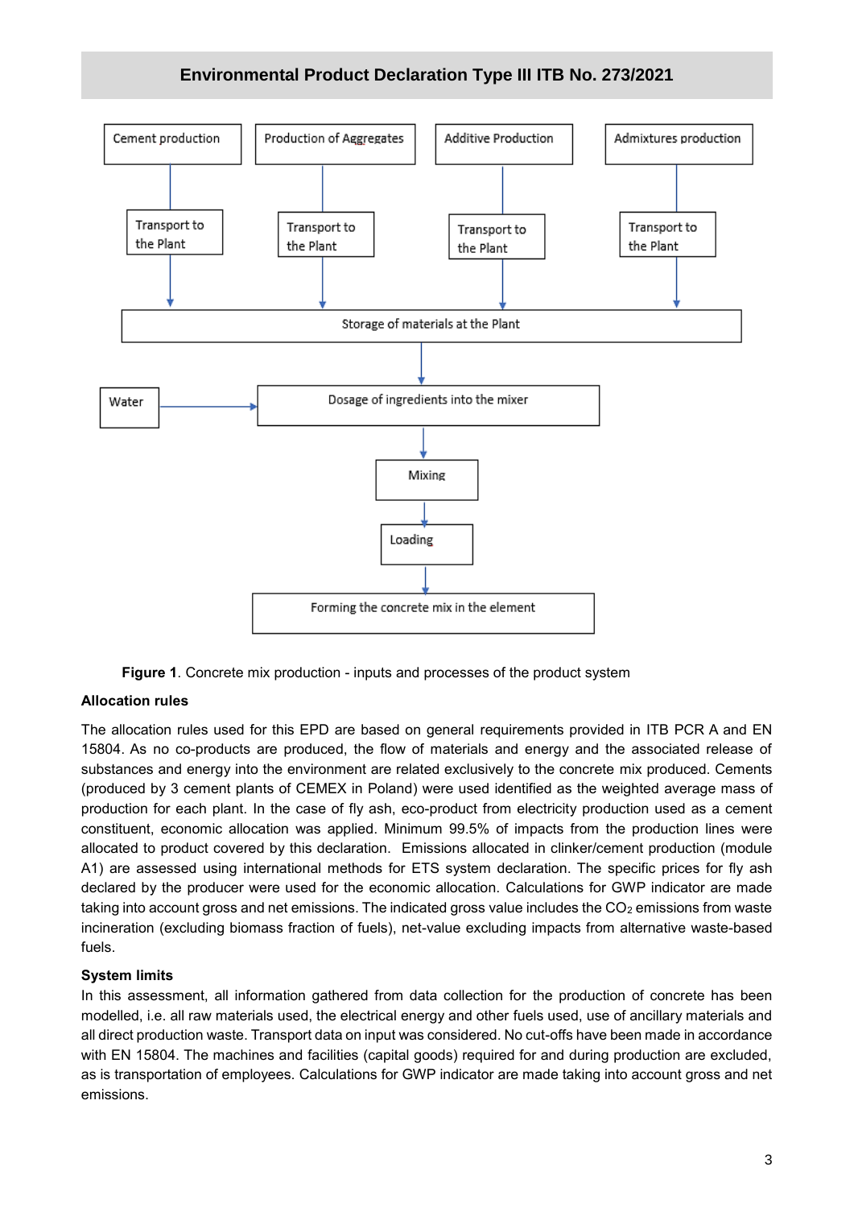Cement production

Production of Aggregates

Additive Production

Admixtures production

Transport to the Plant

Transport to the Plant

Transport to the Plant

Transport to the Plant

Storage of materials at the Plant

Water

Dosage of ingredients into the mixer

Mixing

Loading

Forming the concrete mix in the element

**Figure 1**. Concrete mix production - inputs and processes of the product system

**Allocation rules**

The allocation rules used for this EPD are based on general requirements provided in ITB PCR A and EN 15804. As no co-products are produced, the flow of materials and energy and the associated release of substances and energy into the environment are related exclusively to the concrete mix produced. Cements (produced by 3 cement plants of CEMEX in Poland) were used identified as the weighted average mass of production for each plant. In the case of fly ash, eco-product from electricity production used as a cement constituent, economic allocation was applied. Minimum 99.5% of impacts from the production lines were allocated to product covered by this declaration. Emissions allocated in clinker/cement production (module A1) are assessed using international methods for ETS system declaration. The specific prices for fly ash declared by the producer were used for the economic allocation. Calculations for GWP indicator are made taking into account gross and net emissions. The indicated gross value includes the $CO_2$ emissions from waste incineration (excluding biomass fraction of fuels), net-value excluding impacts from alternative waste-based fuels.

**System limits**

In this assessment, all information gathered from data collection for the production of concrete has been modelled, i.e. all raw materials used, the electrical energy and other fuels used, use of ancillary materials and all direct production waste. Transport data on input was considered. No cut-offs have been made in accordance with EN 15804. The machines and facilities (capital goods) required for and during production are excluded, as is transportation of employees. Calculations for GWP indicator are made taking into account gross and net emissions.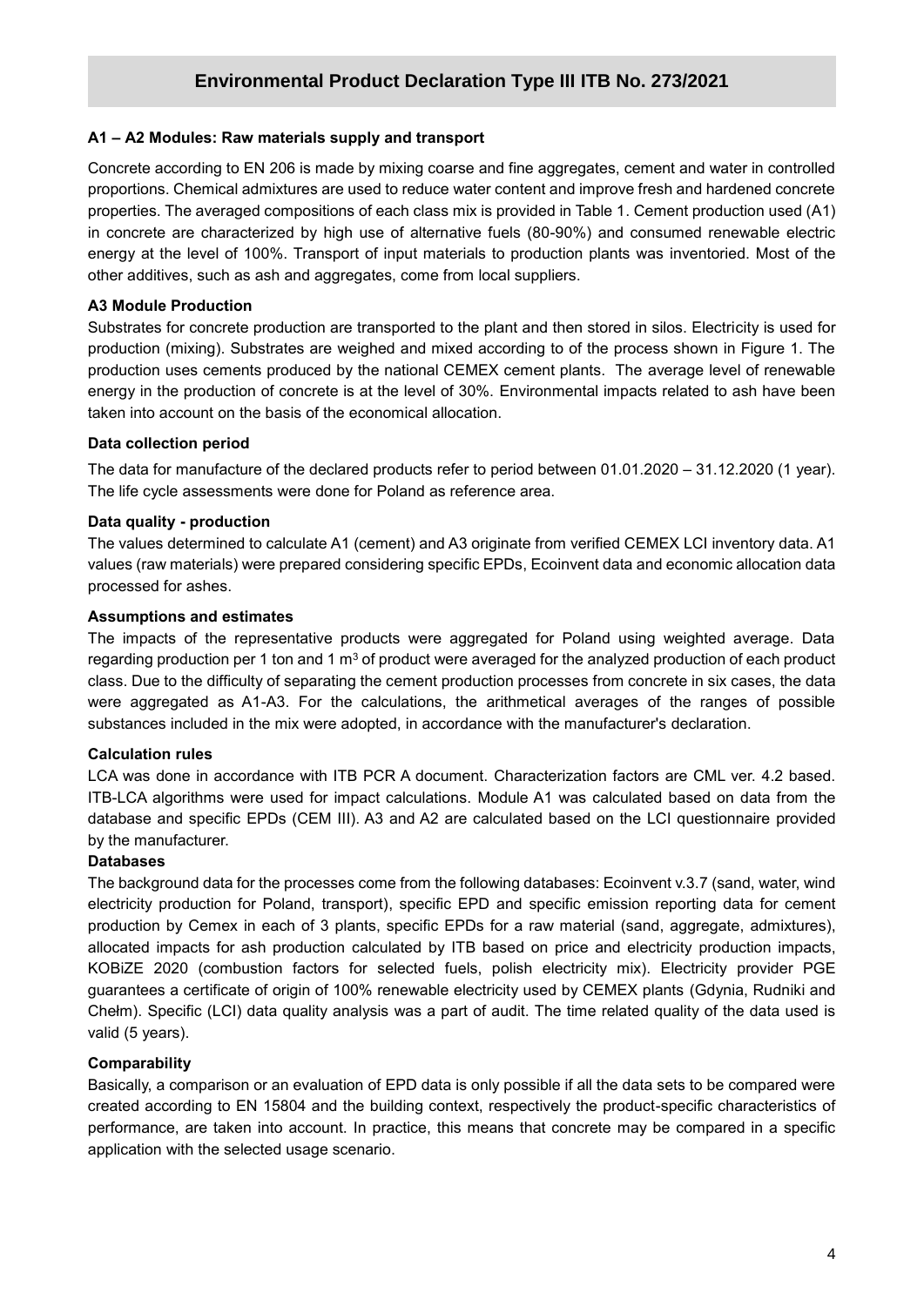### A1 – A2 Modules: Raw materials supply and transport

Concrete according to EN 206 is made by mixing coarse and fine aggregates, cement and water in controlled proportions. Chemical admixtures are used to reduce water content and improve fresh and hardened concrete properties. The averaged compositions of each class mix is provided in Table 1. Cement production used (A1) in concrete are characterized by high use of alternative fuels (80-90%) and consumed renewable electric energy at the level of 100%. Transport of input materials to production plants was inventoried. Most of the other additives, such as ash and aggregates, come from local suppliers.

### A3 Module Production

Substrates for concrete production are transported to the plant and then stored in silos. Electricity is used for production (mixing). Substrates are weighed and mixed according to of the process shown in Figure 1. The production uses cements produced by the national CEMEX cement plants. The average level of renewable energy in the production of concrete is at the level of 30%. Environmental impacts related to ash have been taken into account on the basis of the economical allocation.

### Data collection period

The data for manufacture of the declared products refer to period between 01.01.2020 – 31.12.2020 (1 year). The life cycle assessments were done for Poland as reference area.

### Data quality - production

The values determined to calculate A1 (cement) and A3 originate from verified CEMEX LCI inventory data. A1 values (raw materials) were prepared considering specific EPDs, Ecoinvent data and economic allocation data processed for ashes.

### Assumptions and estimates

The impacts of the representative products were aggregated for Poland using weighted average. Data regarding production per 1 ton and 1 m$^3$ of product were averaged for the analyzed production of each product class. Due to the difficulty of separating the cement production processes from concrete in six cases, the data were aggregated as A1-A3. For the calculations, the arithmetical averages of the ranges of possible substances included in the mix were adopted, in accordance with the manufacturer's declaration.

### Calculation rules

LCA was done in accordance with ITB PCR A document. Characterization factors are CML ver. 4.2 based. ITB-LCA algorithms were used for impact calculations. Module A1 was calculated based on data from the database and specific EPDs (CEM III). A3 and A2 are calculated based on the LCI questionnaire provided by the manufacturer.

### Databases

The background data for the processes come from the following databases: Ecoinvent v.3.7 (sand, water, wind electricity production for Poland, transport), specific EPD and specific emission reporting data for cement production by Cemex in each of 3 plants, specific EPDs for a raw material (sand, aggregate, admixtures), allocated impacts for ash production calculated by ITB based on price and electricity production impacts, KOBiZE 2020 (combustion factors for selected fuels, polish electricity mix). Electricity provider PGE guarantees a certificate of origin of 100% renewable electricity used by CEMEX plants (Gdynia, Rudniki and Chełm). Specific (LCI) data quality analysis was a part of audit. The time related quality of the data used is valid (5 years).

### Comparability

Basically, a comparison or an evaluation of EPD data is only possible if all the data sets to be compared were created according to EN 15804 and the building context, respectively the product-specific characteristics of performance, are taken into account. In practice, this means that concrete may be compared in a specific application with the selected usage scenario.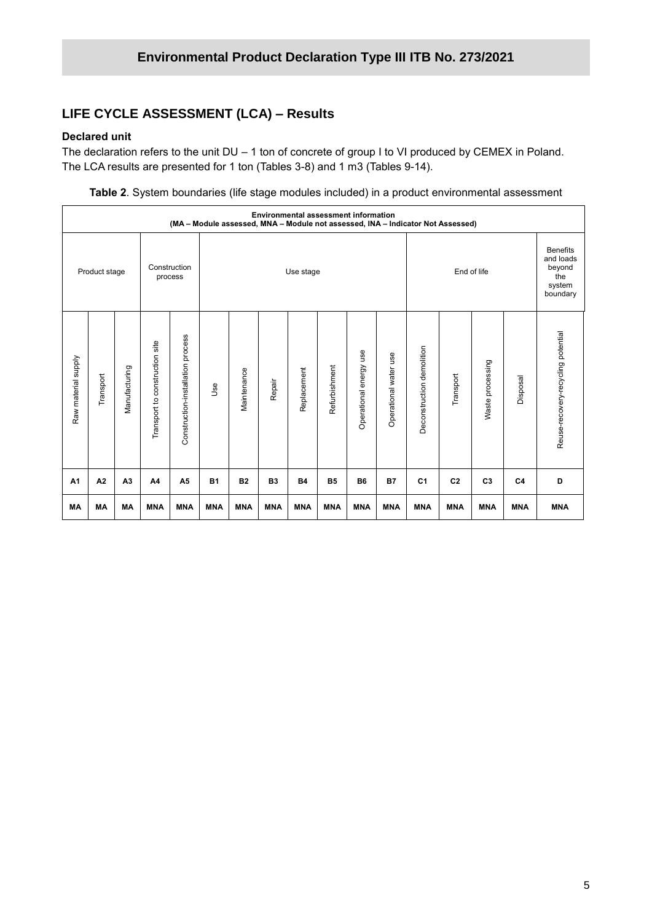## LIFE CYCLE ASSESSMENT (LCA) – Results

### Declared unit

The declaration refers to the unit DU – 1 ton of concrete of group I to VI produced by CEMEX in Poland. The LCA results are presented for 1 ton (Tables 3-8) and 1 m3 (Tables 9-14).

**Table 2**. System boundaries (life stage modules included) in a product environmental assessment

| Environmental assessment information (MA – Module assessed, MNA – Module not assessed, INA – Indicator Not Assessed) | | | | | | | | | | | | | | | | |
|---|---|---|---|---|---|---|---|---|---|---|---|---|---|---|---|---|
| Product stage | | | Construction process | | Use stage | | | | | | | End of life | | | | Benefits and loads beyond the system boundary |
| Raw material supply | Transport | Manufacturing | Transport to construction site | Construction-installation process | Use | Maintenance | Repair | Replacement | Refurbishment | Operational energy use | Operational water use | Deconstruction demolition | Transport | Waste processing | Disposal | Reuse-recovery-recycling potential |
| A1 | A2 | A3 | A4 | A5 | B1 | B2 | B3 | B4 | B5 | B6 | B7 | C1 | C2 | C3 | C4 | D |
| MA | MA | MA | MNA | MNA | MNA | MNA | MNA | MNA | MNA | MNA | MNA | MNA | MNA | MNA | MNA | MNA |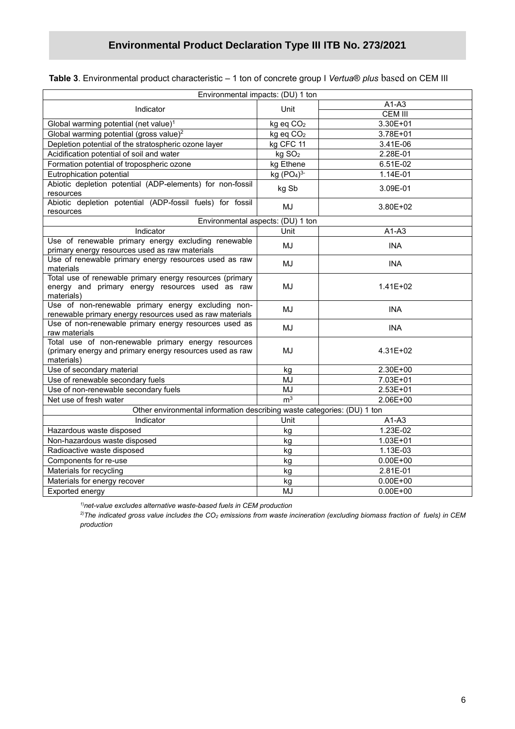# Environmental Product Declaration Type III ITB No. 273/2021

**Table 3**. Environmental product characteristic – 1 ton of concrete group I *Vertua® plus* based on CEM III

| Environmental impacts: (DU) 1 ton | | |
|---|---|---|
| Indicator | Unit | A1-A3 |
| | | CEM III |
| Global warming potential (net value)[1] | kg eq $CO_2$ | 3.30E+01 |
| Global warming potential (gross value)[2] | kg eq $CO_2$ | 3.78E+01 |
| Depletion potential of the stratospheric ozone layer | kg CFC 11 | 3.41E-06 |
| Acidification potential of soil and water | kg $SO_2$ | 2.28E-01 |
| Formation potential of tropospheric ozone | kg Ethene | 6.51E-02 |
| Eutrophication potential | kg $(PO_4)^{3-}$ | 1.14E-01 |
| Abiotic depletion potential (ADP-elements) for non-fossil resources | kg Sb | 3.09E-01 |
| Abiotic depletion potential (ADP-fossil fuels) for fossil resources | MJ | 3.80E+02 |
| **Environmental aspects: (DU) 1 ton** | | |
| Indicator | Unit | A1-A3 |
| Use of renewable primary energy excluding renewable primary energy resources used as raw materials | MJ | INA |
| Use of renewable primary energy resources used as raw materials | MJ | INA |
| Total use of renewable primary energy resources (primary energy and primary energy resources used as raw materials) | MJ | 1.41E+02 |
| Use of non-renewable primary energy excluding non-renewable primary energy resources used as raw materials | MJ | INA |
| Use of non-renewable primary energy resources used as raw materials | MJ | INA |
| Total use of non-renewable primary energy resources (primary energy and primary energy resources used as raw materials) | MJ | 4.31E+02 |
| Use of secondary material | kg | 2.30E+00 |
| Use of renewable secondary fuels | MJ | 7.03E+01 |
| Use of non-renewable secondary fuels | MJ | 2.53E+01 |
| Net use of fresh water | $m^3$ | 2.06E+00 |
| **Other environmental information describing waste categories: (DU) 1 ton** | | |
| Indicator | Unit | A1-A3 |
| Hazardous waste disposed | kg | 1.23E-02 |
| Non-hazardous waste disposed | kg | 1.03E+01 |
| Radioactive waste disposed | kg | 1.13E-03 |
| Components for re-use | kg | 0.00E+00 |
| Materials for recycling | kg | 2.81E-01 |
| Materials for energy recover | kg | 0.00E+00 |
| Exported energy | MJ | 0.00E+00 |

*[1)] net-value excludes alternative waste-based fuels in CEM production*

*[2)] The indicated gross value includes the $CO_2$ emissions from waste incineration (excluding biomass fraction of fuels) in CEM production*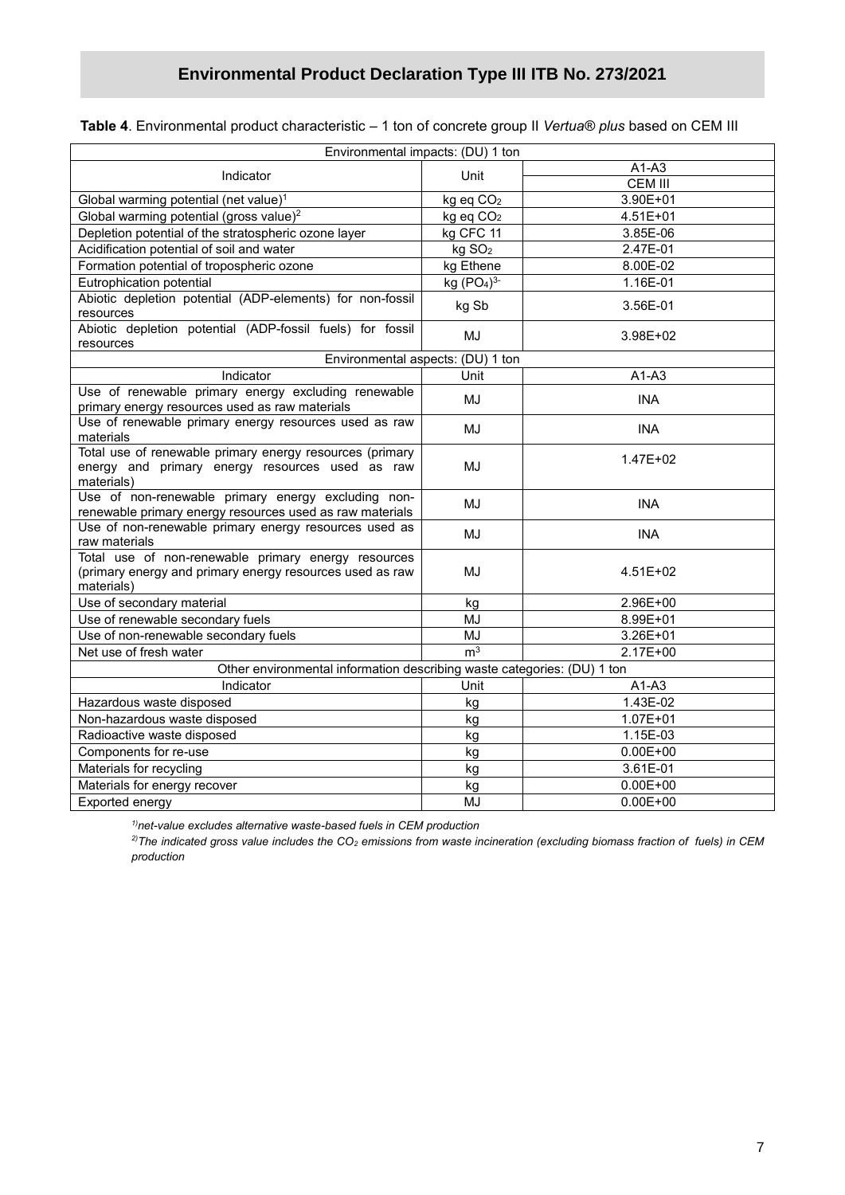**Table 4**. Environmental product characteristic – 1 ton of concrete group II *Vertua® plus* based on CEM III

| Environmental impacts: (DU) 1 ton | | |
|---|---|---|
| Indicator | Unit | A1-A3 |
| | | CEM III |
| Global warming potential (net value)[1] | kg eq $CO_2$ | 3.90E+01 |
| Global warming potential (gross value)[2] | kg eq $CO_2$ | 4.51E+01 |
| Depletion potential of the stratospheric ozone layer | kg CFC 11 | 3.85E-06 |
| Acidification potential of soil and water | kg $SO_2$ | 2.47E-01 |
| Formation potential of tropospheric ozone | kg Ethene | 8.00E-02 |
| Eutrophication potential | kg $(PO_4)^{3-}$ | 1.16E-01 |
| Abiotic depletion potential (ADP-elements) for non-fossil resources | kg Sb | 3.56E-01 |
| Abiotic depletion potential (ADP-fossil fuels) for fossil resources | MJ | 3.98E+02 |
| **Environmental aspects: (DU) 1 ton** | | |
| Indicator | Unit | A1-A3 |
| Use of renewable primary energy excluding renewable primary energy resources used as raw materials | MJ | INA |
| Use of renewable primary energy resources used as raw materials | MJ | INA |
| Total use of renewable primary energy resources (primary energy and primary energy resources used as raw materials) | MJ | 1.47E+02 |
| Use of non-renewable primary energy excluding non-renewable primary energy resources used as raw materials | MJ | INA |
| Use of non-renewable primary energy resources used as raw materials | MJ | INA |
| Total use of non-renewable primary energy resources (primary energy and primary energy resources used as raw materials) | MJ | 4.51E+02 |
| Use of secondary material | kg | 2.96E+00 |
| Use of renewable secondary fuels | MJ | 8.99E+01 |
| Use of non-renewable secondary fuels | MJ | 3.26E+01 |
| Net use of fresh water | $m^3$ | 2.17E+00 |
| **Other environmental information describing waste categories: (DU) 1 ton** | | |
| Indicator | Unit | A1-A3 |
| Hazardous waste disposed | kg | 1.43E-02 |
| Non-hazardous waste disposed | kg | 1.07E+01 |
| Radioactive waste disposed | kg | 1.15E-03 |
| Components for re-use | kg | 0.00E+00 |
| Materials for recycling | kg | 3.61E-01 |
| Materials for energy recover | kg | 0.00E+00 |
| Exported energy | MJ | 0.00E+00 |

*[1)]net-value excludes alternative waste-based fuels in CEM production*

*[2)]The indicated gross value includes the $CO_2$ emissions from waste incineration (excluding biomass fraction of fuels) in CEM production*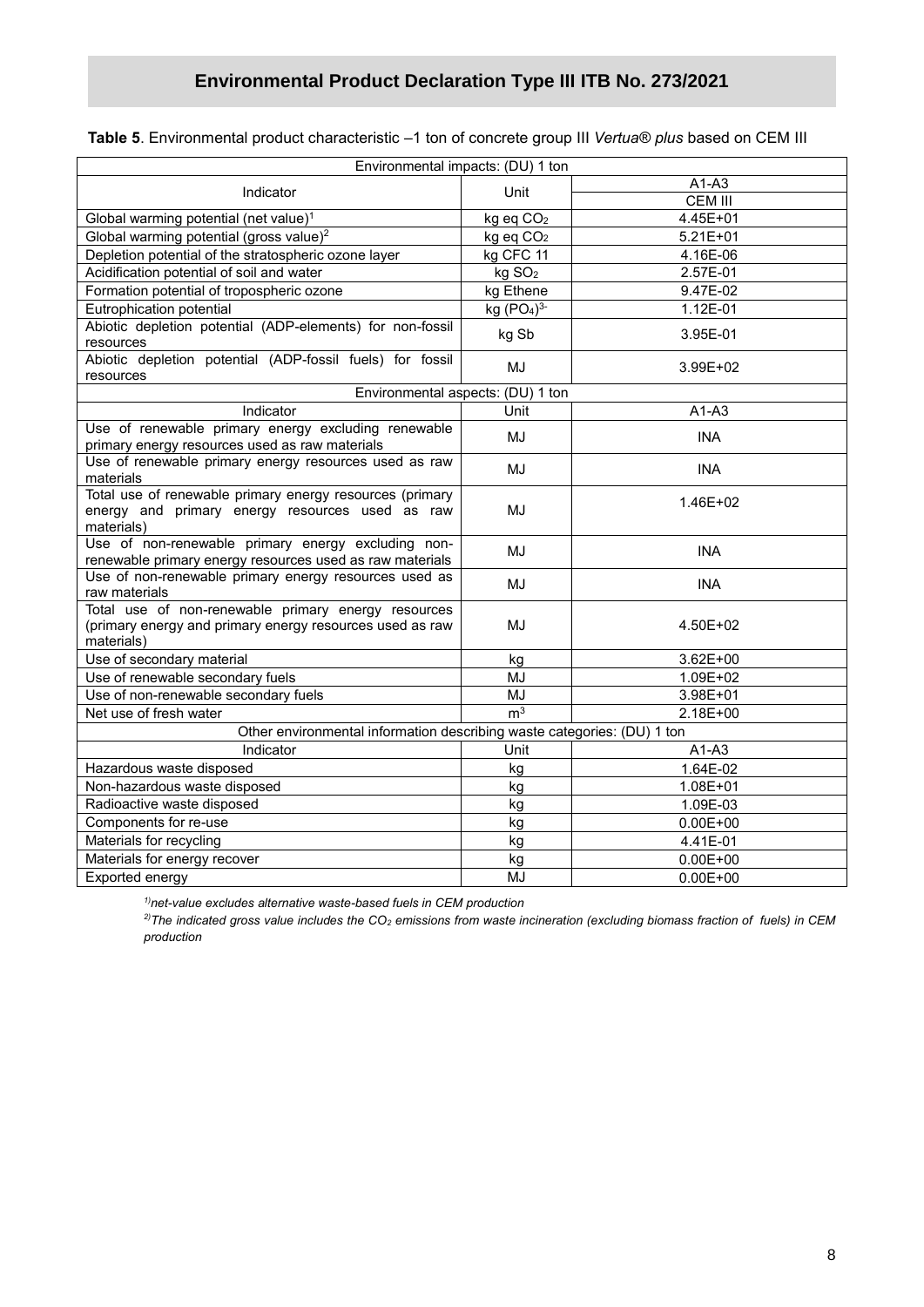**Table 5**. Environmental product characteristic –1 ton of concrete group III *Vertua® plus* based on CEM III

| Environmental impacts: (DU) 1 ton | | |
|---|---|---|
| Indicator | Unit | A1-A3 |
| | | CEM III |
| Global warming potential (net value)[1] | kg eq $CO_2$ | 4.45E+01 |
| Global warming potential (gross value)[2] | kg eq $CO_2$ | 5.21E+01 |
| Depletion potential of the stratospheric ozone layer | kg CFC 11 | 4.16E-06 |
| Acidification potential of soil and water | kg $SO_2$ | 2.57E-01 |
| Formation potential of tropospheric ozone | kg Ethene | 9.47E-02 |
| Eutrophication potential | kg $(PO_4)^{3-}$ | 1.12E-01 |
| Abiotic depletion potential (ADP-elements) for non-fossil resources | kg Sb | 3.95E-01 |
| Abiotic depletion potential (ADP-fossil fuels) for fossil resources | MJ | 3.99E+02 |
| **Environmental aspects: (DU) 1 ton** | | |
| Indicator | Unit | A1-A3 |
| Use of renewable primary energy excluding renewable primary energy resources used as raw materials | MJ | INA |
| Use of renewable primary energy resources used as raw materials | MJ | INA |
| Total use of renewable primary energy resources (primary energy and primary energy resources used as raw materials) | MJ | 1.46E+02 |
| Use of non-renewable primary energy excluding non-renewable primary energy resources used as raw materials | MJ | INA |
| Use of non-renewable primary energy resources used as raw materials | MJ | INA |
| Total use of non-renewable primary energy resources (primary energy and primary energy resources used as raw materials) | MJ | 4.50E+02 |
| Use of secondary material | kg | 3.62E+00 |
| Use of renewable secondary fuels | MJ | 1.09E+02 |
| Use of non-renewable secondary fuels | MJ | 3.98E+01 |
| Net use of fresh water | $m^3$ | 2.18E+00 |
| **Other environmental information describing waste categories: (DU) 1 ton** | | |
| Indicator | Unit | A1-A3 |
| Hazardous waste disposed | kg | 1.64E-02 |
| Non-hazardous waste disposed | kg | 1.08E+01 |
| Radioactive waste disposed | kg | 1.09E-03 |
| Components for re-use | kg | 0.00E+00 |
| Materials for recycling | kg | 4.41E-01 |
| Materials for energy recover | kg | 0.00E+00 |
| Exported energy | MJ | 0.00E+00 |

*[1] net-value excludes alternative waste-based fuels in CEM production*

*[2] The indicated gross value includes the $CO_2$ emissions from waste incineration (excluding biomass fraction of fuels) in CEM production*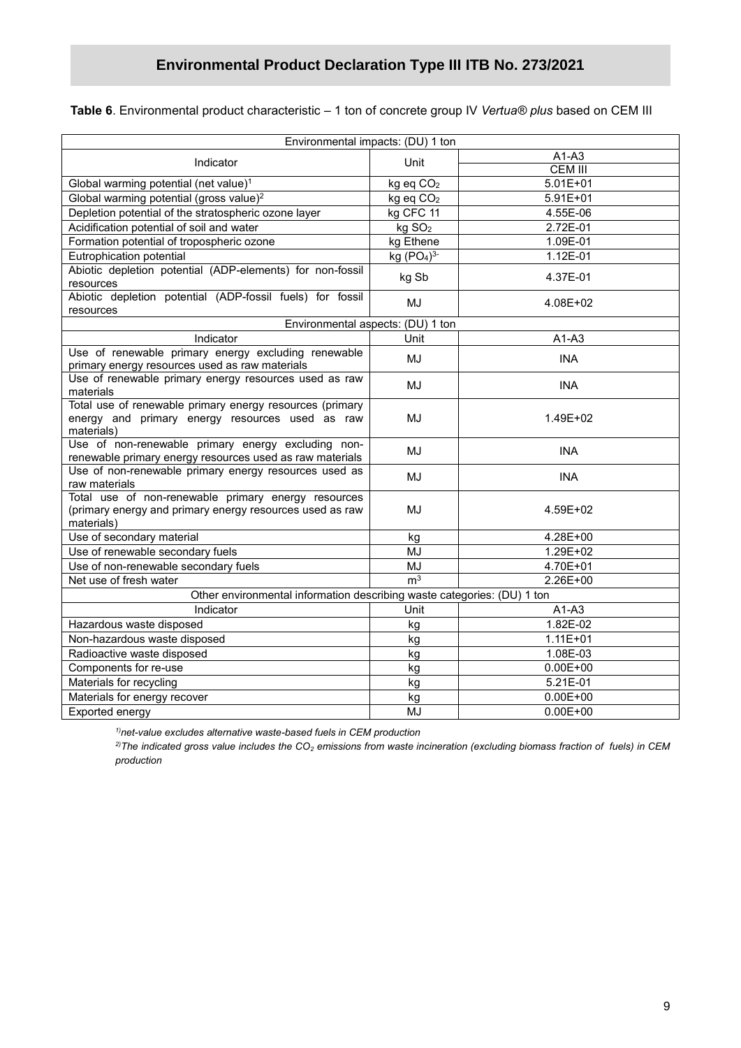**Table 6**. Environmental product characteristic – 1 ton of concrete group IV *Vertua® plus* based on CEM III

| Environmental impacts: (DU) 1 ton | | |
|---|---|---|
| Indicator | Unit | A1-A3 |
| | | CEM III |
| Global warming potential (net value)[1] | kg eq $CO_2$ | 5.01E+01 |
| Global warming potential (gross value)[2] | kg eq $CO_2$ | 5.91E+01 |
| Depletion potential of the stratospheric ozone layer | kg CFC 11 | 4.55E-06 |
| Acidification potential of soil and water | kg $SO_2$ | 2.72E-01 |
| Formation potential of tropospheric ozone | kg Ethene | 1.09E-01 |
| Eutrophication potential | kg $(PO_4)^{3-}$ | 1.12E-01 |
| Abiotic depletion potential (ADP-elements) for non-fossil resources | kg Sb | 4.37E-01 |
| Abiotic depletion potential (ADP-fossil fuels) for fossil resources | MJ | 4.08E+02 |
| **Environmental aspects: (DU) 1 ton** | | |
| Indicator | Unit | A1-A3 |
| Use of renewable primary energy excluding renewable primary energy resources used as raw materials | MJ | INA |
| Use of renewable primary energy resources used as raw materials | MJ | INA |
| Total use of renewable primary energy resources (primary energy and primary energy resources used as raw materials) | MJ | 1.49E+02 |
| Use of non-renewable primary energy excluding non-renewable primary energy resources used as raw materials | MJ | INA |
| Use of non-renewable primary energy resources used as raw materials | MJ | INA |
| Total use of non-renewable primary energy resources (primary energy and primary energy resources used as raw materials) | MJ | 4.59E+02 |
| Use of secondary material | kg | 4.28E+00 |
| Use of renewable secondary fuels | MJ | 1.29E+02 |
| Use of non-renewable secondary fuels | MJ | 4.70E+01 |
| Net use of fresh water | $m^3$ | 2.26E+00 |
| **Other environmental information describing waste categories: (DU) 1 ton** | | |
| Indicator | Unit | A1-A3 |
| Hazardous waste disposed | kg | 1.82E-02 |
| Non-hazardous waste disposed | kg | 1.11E+01 |
| Radioactive waste disposed | kg | 1.08E-03 |
| Components for re-use | kg | 0.00E+00 |
| Materials for recycling | kg | 5.21E-01 |
| Materials for energy recover | kg | 0.00E+00 |
| Exported energy | MJ | 0.00E+00 |

*[1] net-value excludes alternative waste-based fuels in CEM production*

*[2] The indicated gross value includes the $CO_2$ emissions from waste incineration (excluding biomass fraction of fuels) in CEM production*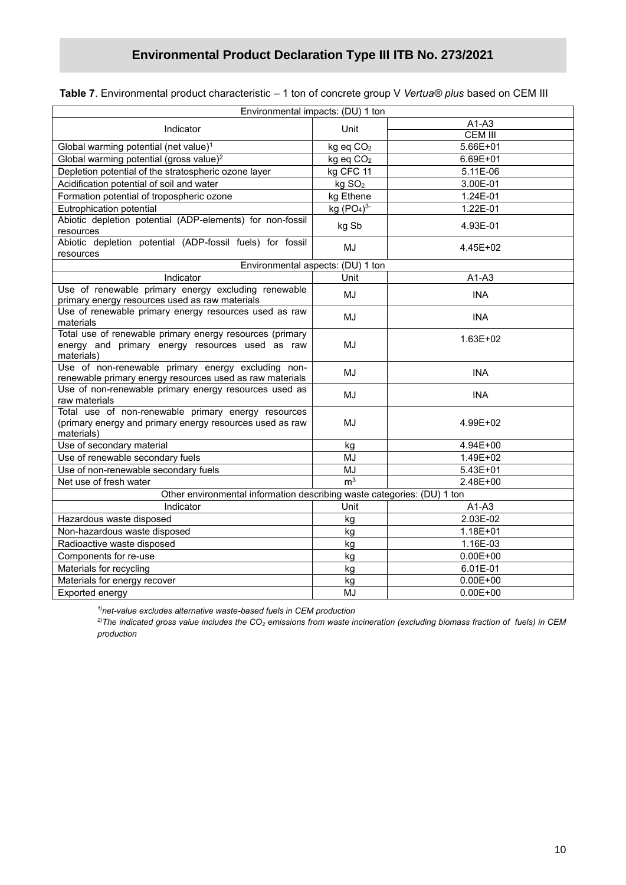# Environmental Product Declaration Type III ITB No. 273/2021

**Table 7**. Environmental product characteristic – 1 ton of concrete group V *Vertua® plus* based on CEM III

| Environmental impacts: (DU) 1 ton | | |
|---|---|---|
| Indicator | Unit | A1-A3 |
| | | CEM III |
| Global warming potential (net value)[1] | kg eq $CO_2$ | 5.66E+01 |
| Global warming potential (gross value)[2] | kg eq $CO_2$ | 6.69E+01 |
| Depletion potential of the stratospheric ozone layer | kg CFC 11 | 5.11E-06 |
| Acidification potential of soil and water | kg $SO_2$ | 3.00E-01 |
| Formation potential of tropospheric ozone | kg Ethene | 1.24E-01 |
| Eutrophication potential | kg $(PO_4)^{3-}$ | 1.22E-01 |
| Abiotic depletion potential (ADP-elements) for non-fossil resources | kg Sb | 4.93E-01 |
| Abiotic depletion potential (ADP-fossil fuels) for fossil resources | MJ | 4.45E+02 |
| **Environmental aspects: (DU) 1 ton** | | |
| Indicator | Unit | A1-A3 |
| Use of renewable primary energy excluding renewable primary energy resources used as raw materials | MJ | INA |
| Use of renewable primary energy resources used as raw materials | MJ | INA |
| Total use of renewable primary energy resources (primary energy and primary energy resources used as raw materials) | MJ | 1.63E+02 |
| Use of non-renewable primary energy excluding non-renewable primary energy resources used as raw materials | MJ | INA |
| Use of non-renewable primary energy resources used as raw materials | MJ | INA |
| Total use of non-renewable primary energy resources (primary energy and primary energy resources used as raw materials) | MJ | 4.99E+02 |
| Use of secondary material | kg | 4.94E+00 |
| Use of renewable secondary fuels | MJ | 1.49E+02 |
| Use of non-renewable secondary fuels | MJ | 5.43E+01 |
| Net use of fresh water | $m^3$ | 2.48E+00 |
| **Other environmental information describing waste categories: (DU) 1 ton** | | |
| Indicator | Unit | A1-A3 |
| Hazardous waste disposed | kg | 2.03E-02 |
| Non-hazardous waste disposed | kg | 1.18E+01 |
| Radioactive waste disposed | kg | 1.16E-03 |
| Components for re-use | kg | 0.00E+00 |
| Materials for recycling | kg | 6.01E-01 |
| Materials for energy recover | kg | 0.00E+00 |
| Exported energy | MJ | 0.00E+00 |

*[1)] net-value excludes alternative waste-based fuels in CEM production*

*[2)] The indicated gross value includes the $CO_2$ emissions from waste incineration (excluding biomass fraction of fuels) in CEM production*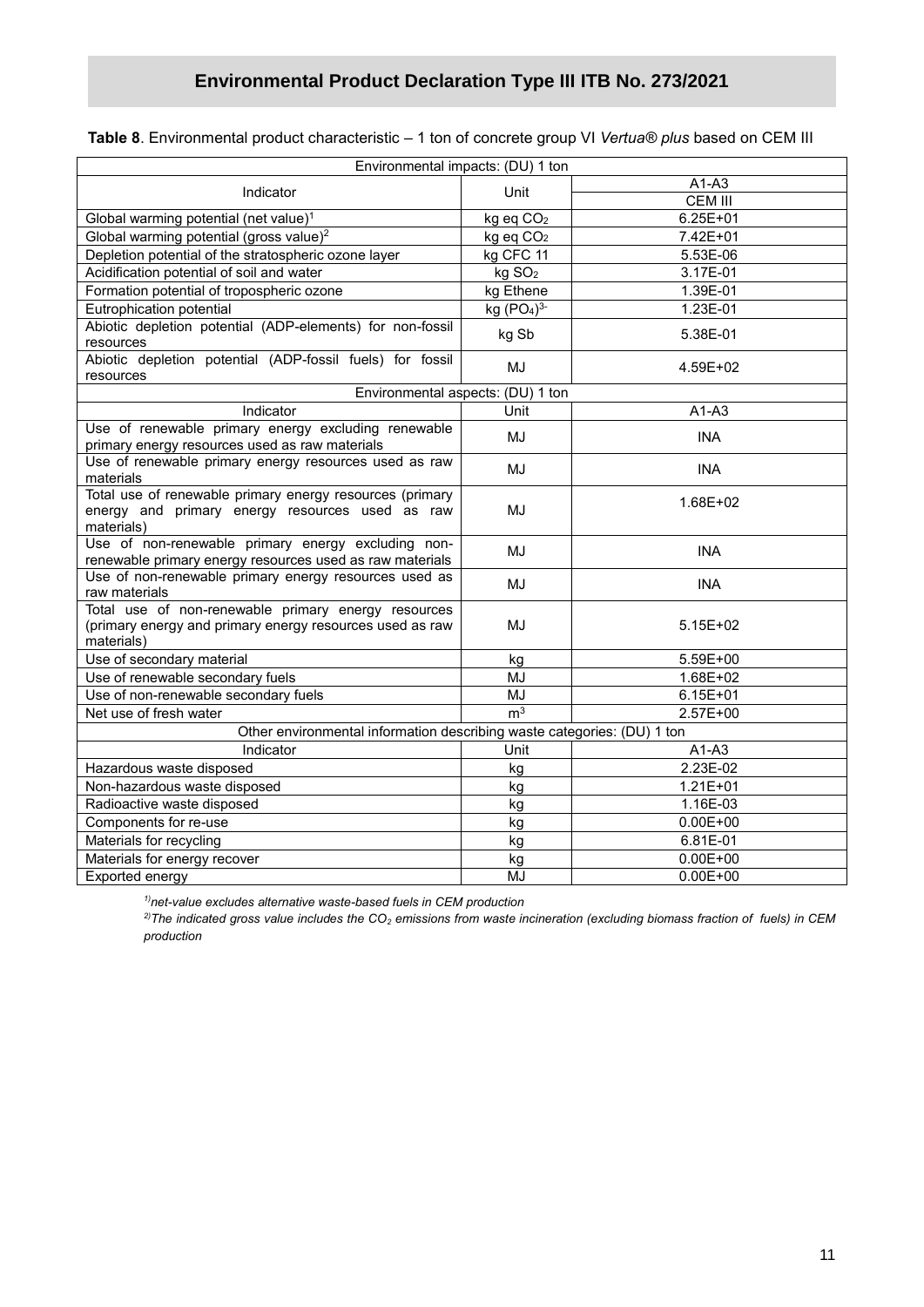**Table 8**. Environmental product characteristic – 1 ton of concrete group VI *Vertua® plus* based on CEM III

| Environmental impacts: (DU) 1 ton | | |
|---|---|---|
| Indicator | Unit | A1-A3 |
| | | CEM III |
| Global warming potential (net value)[1] | kg eq $CO_2$ | 6.25E+01 |
| Global warming potential (gross value)[2] | kg eq $CO_2$ | 7.42E+01 |
| Depletion potential of the stratospheric ozone layer | kg CFC 11 | 5.53E-06 |
| Acidification potential of soil and water | kg $SO_2$ | 3.17E-01 |
| Formation potential of tropospheric ozone | kg Ethene | 1.39E-01 |
| Eutrophication potential | kg $(PO_4)^{3-}$ | 1.23E-01 |
| Abiotic depletion potential (ADP-elements) for non-fossil resources | kg Sb | 5.38E-01 |
| Abiotic depletion potential (ADP-fossil fuels) for fossil resources | MJ | 4.59E+02 |
| **Environmental aspects: (DU) 1 ton** | | |
| Indicator | Unit | A1-A3 |
| Use of renewable primary energy excluding renewable primary energy resources used as raw materials | MJ | INA |
| Use of renewable primary energy resources used as raw materials | MJ | INA |
| Total use of renewable primary energy resources (primary energy and primary energy resources used as raw materials) | MJ | 1.68E+02 |
| Use of non-renewable primary energy excluding non-renewable primary energy resources used as raw materials | MJ | INA |
| Use of non-renewable primary energy resources used as raw materials | MJ | INA |
| Total use of non-renewable primary energy resources (primary energy and primary energy resources used as raw materials) | MJ | 5.15E+02 |
| Use of secondary material | kg | 5.59E+00 |
| Use of renewable secondary fuels | MJ | 1.68E+02 |
| Use of non-renewable secondary fuels | MJ | 6.15E+01 |
| Net use of fresh water | $m^3$ | 2.57E+00 |
| **Other environmental information describing waste categories: (DU) 1 ton** | | |
| Indicator | Unit | A1-A3 |
| Hazardous waste disposed | kg | 2.23E-02 |
| Non-hazardous waste disposed | kg | 1.21E+01 |
| Radioactive waste disposed | kg | 1.16E-03 |
| Components for re-use | kg | 0.00E+00 |
| Materials for recycling | kg | 6.81E-01 |
| Materials for energy recover | kg | 0.00E+00 |
| Exported energy | MJ | 0.00E+00 |

*[1)] net-value excludes alternative waste-based fuels in CEM production*

*[2)] The indicated gross value includes the $CO_2$ emissions from waste incineration (excluding biomass fraction of fuels) in CEM production*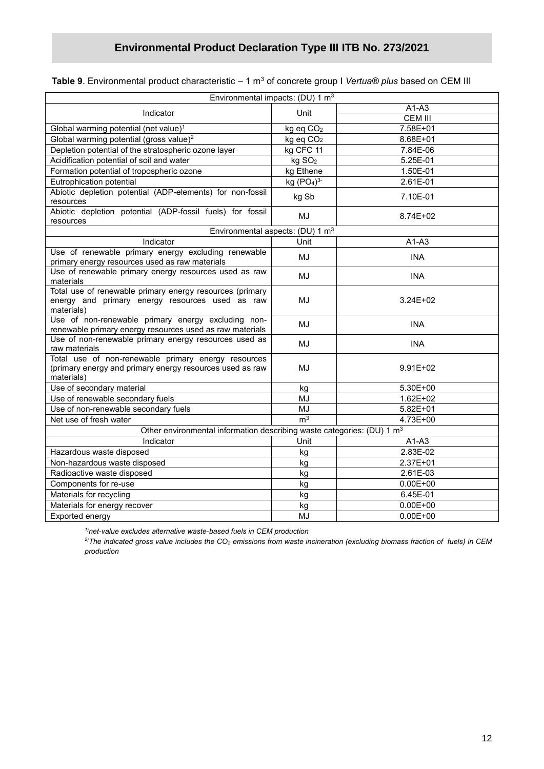**Table 9**. Environmental product characteristic – 1 m$^3$ of concrete group I *Vertua® plus* based on CEM III

| Environmental impacts: (DU) 1 m$^3$ | | |
|---|---|---|
| Indicator | Unit | A1-A3 |
| | | CEM III |
| Global warming potential (net value)[1] | kg eq $CO_2$ | 7.58E+01 |
| Global warming potential (gross value)[2] | kg eq $CO_2$ | 8.68E+01 |
| Depletion potential of the stratospheric ozone layer | kg CFC 11 | 7.84E-06 |
| Acidification potential of soil and water | kg $SO_2$ | 5.25E-01 |
| Formation potential of tropospheric ozone | kg Ethene | 1.50E-01 |
| Eutrophication potential | kg $(PO_4)^{3-}$ | 2.61E-01 |
| Abiotic depletion potential (ADP-elements) for non-fossil resources | kg Sb | 7.10E-01 |
| Abiotic depletion potential (ADP-fossil fuels) for fossil resources | MJ | 8.74E+02 |
| Environmental aspects: (DU) 1 m$^3$ | | |
| Indicator | Unit | A1-A3 |
| Use of renewable primary energy excluding renewable primary energy resources used as raw materials | MJ | INA |
| Use of renewable primary energy resources used as raw materials | MJ | INA |
| Total use of renewable primary energy resources (primary energy and primary energy resources used as raw materials) | MJ | 3.24E+02 |
| Use of non-renewable primary energy excluding non-renewable primary energy resources used as raw materials | MJ | INA |
| Use of non-renewable primary energy resources used as raw materials | MJ | INA |
| Total use of non-renewable primary energy resources (primary energy and primary energy resources used as raw materials) | MJ | 9.91E+02 |
| Use of secondary material | kg | 5.30E+00 |
| Use of renewable secondary fuels | MJ | 1.62E+02 |
| Use of non-renewable secondary fuels | MJ | 5.82E+01 |
| Net use of fresh water | m$^3$ | 4.73E+00 |
| Other environmental information describing waste categories: (DU) 1 m$^3$ | | |
| Indicator | Unit | A1-A3 |
| Hazardous waste disposed | kg | 2.83E-02 |
| Non-hazardous waste disposed | kg | 2.37E+01 |
| Radioactive waste disposed | kg | 2.61E-03 |
| Components for re-use | kg | 0.00E+00 |
| Materials for recycling | kg | 6.45E-01 |
| Materials for energy recover | kg | 0.00E+00 |
| Exported energy | MJ | 0.00E+00 |

*[1]) net-value excludes alternative waste-based fuels in CEM production*

*[2]) The indicated gross value includes the $CO_2$ emissions from waste incineration (excluding biomass fraction of fuels) in CEM production*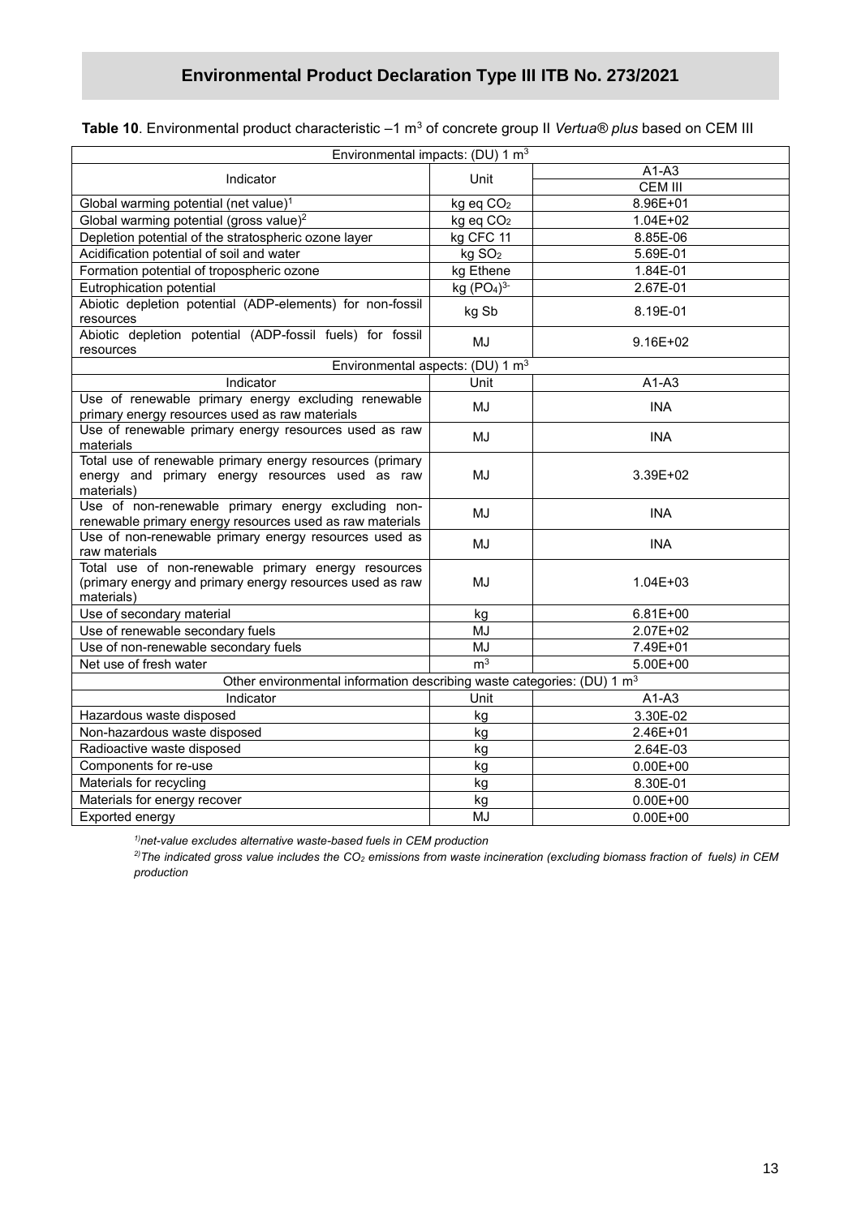# Environmental Product Declaration Type III ITB No. 273/2021

**Table 10**. Environmental product characteristic –1 $m^3$ of concrete group II *Vertua® plus* based on CEM III

| Environmental impacts: (DU) 1 $m^3$ | | |
|---|---|---|
| Indicator | Unit | A1-A3 |
| | | CEM III |
| Global warming potential (net value)[1] | kg eq $CO_2$ | 8.96E+01 |
| Global warming potential (gross value)[2] | kg eq $CO_2$ | 1.04E+02 |
| Depletion potential of the stratospheric ozone layer | kg CFC 11 | 8.85E-06 |
| Acidification potential of soil and water | kg $SO_2$ | 5.69E-01 |
| Formation potential of tropospheric ozone | kg Ethene | 1.84E-01 |
| Eutrophication potential | kg $(PO_4)^{3-}$ | 2.67E-01 |
| Abiotic depletion potential (ADP-elements) for non-fossil resources | kg Sb | 8.19E-01 |
| Abiotic depletion potential (ADP-fossil fuels) for fossil resources | MJ | 9.16E+02 |
| **Environmental aspects: (DU) 1 $m^3$** | | |
| Indicator | Unit | A1-A3 |
| Use of renewable primary energy excluding renewable primary energy resources used as raw materials | MJ | INA |
| Use of renewable primary energy resources used as raw materials | MJ | INA |
| Total use of renewable primary energy resources (primary energy and primary energy resources used as raw materials) | MJ | 3.39E+02 |
| Use of non-renewable primary energy excluding non-renewable primary energy resources used as raw materials | MJ | INA |
| Use of non-renewable primary energy resources used as raw materials | MJ | INA |
| Total use of non-renewable primary energy resources (primary energy and primary energy resources used as raw materials) | MJ | 1.04E+03 |
| Use of secondary material | kg | 6.81E+00 |
| Use of renewable secondary fuels | MJ | 2.07E+02 |
| Use of non-renewable secondary fuels | MJ | 7.49E+01 |
| Net use of fresh water | $m^3$ | 5.00E+00 |
| **Other environmental information describing waste categories: (DU) 1 $m^3$** | | |
| Indicator | Unit | A1-A3 |
| Hazardous waste disposed | kg | 3.30E-02 |
| Non-hazardous waste disposed | kg | 2.46E+01 |
| Radioactive waste disposed | kg | 2.64E-03 |
| Components for re-use | kg | 0.00E+00 |
| Materials for recycling | kg | 8.30E-01 |
| Materials for energy recover | kg | 0.00E+00 |
| Exported energy | MJ | 0.00E+00 |

*[1)] net-value excludes alternative waste-based fuels in CEM production*

*[2)] The indicated gross value includes the $CO_2$ emissions from waste incineration (excluding biomass fraction of fuels) in CEM production*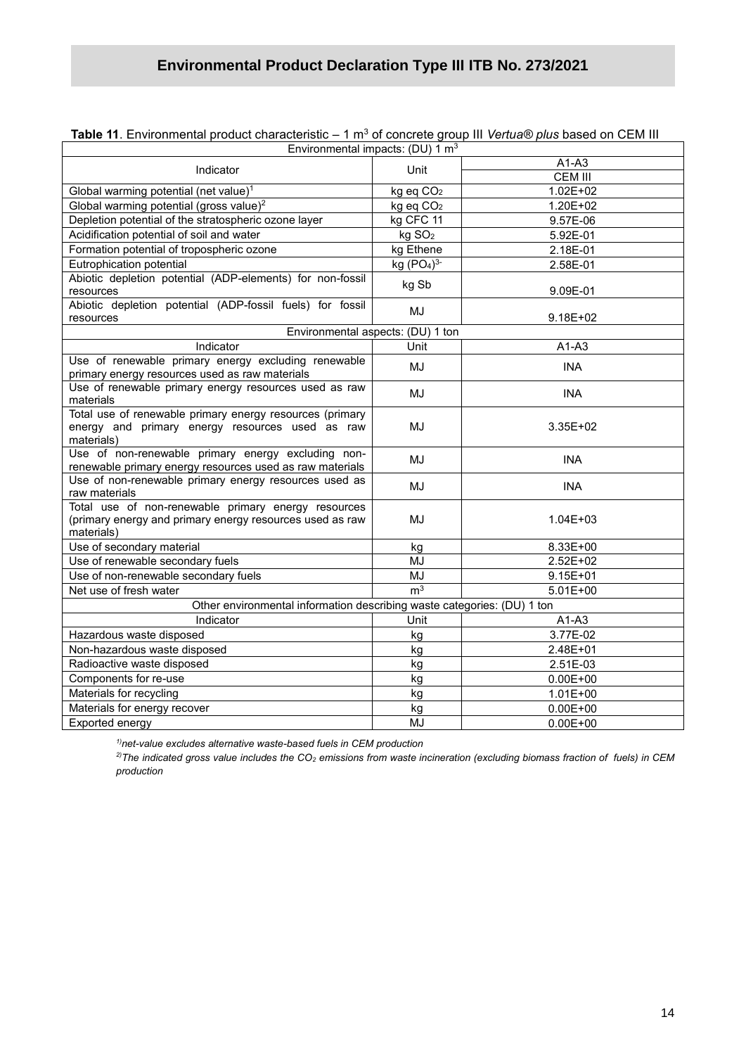**Table 11**. Environmental product characteristic – 1 m$^3$ of concrete group III *Vertua® plus* based on CEM III

| Indicator | Unit | A1-A3 |
|---|---|---|
| | | CEM III |
| **Environmental impacts: (DU) 1 m$^3$** | | |
| Global warming potential (net value)[1] | kg eq $CO_2$ | 1.02E+02 |
| Global warming potential (gross value)[2] | kg eq $CO_2$ | 1.20E+02 |
| Depletion potential of the stratospheric ozone layer | kg CFC 11 | 9.57E-06 |
| Acidification potential of soil and water | kg $SO_2$ | 5.92E-01 |
| Formation potential of tropospheric ozone | kg Ethene | 2.18E-01 |
| Eutrophication potential | kg $(PO_4)^{3-}$ | 2.58E-01 |
| Abiotic depletion potential (ADP-elements) for non-fossil resources | kg Sb | 9.09E-01 |
| Abiotic depletion potential (ADP-fossil fuels) for fossil resources | MJ | 9.18E+02 |
| **Environmental aspects: (DU) 1 ton** | | |
| Indicator | Unit | A1-A3 |
| Use of renewable primary energy excluding renewable primary energy resources used as raw materials | MJ | INA |
| Use of renewable primary energy resources used as raw materials | MJ | INA |
| Total use of renewable primary energy resources (primary energy and primary energy resources used as raw materials) | MJ | 3.35E+02 |
| Use of non-renewable primary energy excluding non-renewable primary energy resources used as raw materials | MJ | INA |
| Use of non-renewable primary energy resources used as raw materials | MJ | INA |
| Total use of non-renewable primary energy resources (primary energy and primary energy resources used as raw materials) | MJ | 1.04E+03 |
| Use of secondary material | kg | 8.33E+00 |
| Use of renewable secondary fuels | MJ | 2.52E+02 |
| Use of non-renewable secondary fuels | MJ | 9.15E+01 |
| Net use of fresh water | m$^3$ | 5.01E+00 |
| **Other environmental information describing waste categories: (DU) 1 ton** | | |
| Indicator | Unit | A1-A3 |
| Hazardous waste disposed | kg | 3.77E-02 |
| Non-hazardous waste disposed | kg | 2.48E+01 |
| Radioactive waste disposed | kg | 2.51E-03 |
| Components for re-use | kg | 0.00E+00 |
| Materials for recycling | kg | 1.01E+00 |
| Materials for energy recover | kg | 0.00E+00 |
| Exported energy | MJ | 0.00E+00 |

*[1)] net-value excludes alternative waste-based fuels in CEM production*

*[2)] The indicated gross value includes the $CO_2$ emissions from waste incineration (excluding biomass fraction of fuels) in CEM production*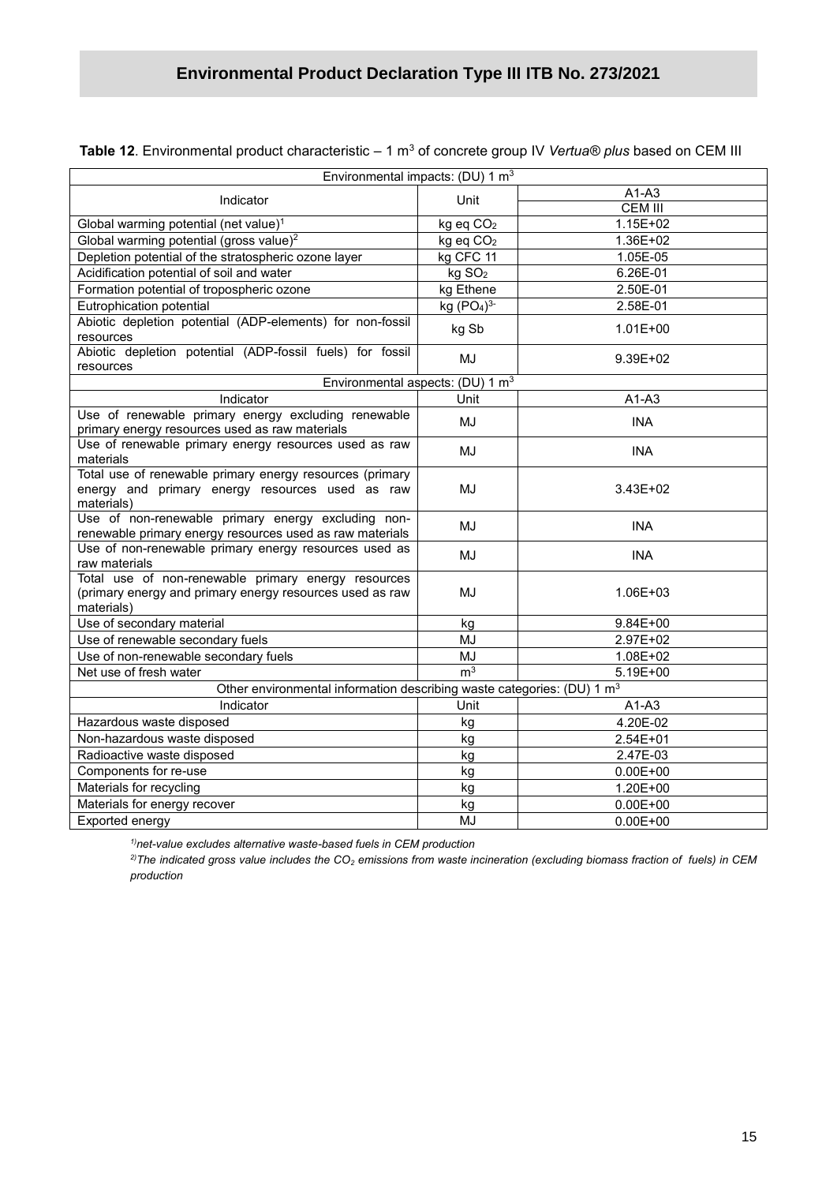**Table 12**. Environmental product characteristic – 1 $m^3$ of concrete group IV *Vertua® plus* based on CEM III

| Environmental impacts: (DU) 1 $m^3$ | | |
|---|---|---|
| Indicator | Unit | A1-A3 |
| | | CEM III |
| Global warming potential (net value)[1] | kg eq $CO_2$ | 1.15E+02 |
| Global warming potential (gross value)[2] | kg eq $CO_2$ | 1.36E+02 |
| Depletion potential of the stratospheric ozone layer | kg CFC 11 | 1.05E-05 |
| Acidification potential of soil and water | kg $SO_2$ | 6.26E-01 |
| Formation potential of tropospheric ozone | kg Ethene | 2.50E-01 |
| Eutrophication potential | kg $(PO_4)^{3-}$ | 2.58E-01 |
| Abiotic depletion potential (ADP-elements) for non-fossil resources | kg Sb | 1.01E+00 |
| Abiotic depletion potential (ADP-fossil fuels) for fossil resources | MJ | 9.39E+02 |
| **Environmental aspects: (DU) 1 $m^3$** | | |
| Indicator | Unit | A1-A3 |
| Use of renewable primary energy excluding renewable primary energy resources used as raw materials | MJ | INA |
| Use of renewable primary energy resources used as raw materials | MJ | INA |
| Total use of renewable primary energy resources (primary energy and primary energy resources used as raw materials) | MJ | 3.43E+02 |
| Use of non-renewable primary energy excluding non-renewable primary energy resources used as raw materials | MJ | INA |
| Use of non-renewable primary energy resources used as raw materials | MJ | INA |
| Total use of non-renewable primary energy resources (primary energy and primary energy resources used as raw materials) | MJ | 1.06E+03 |
| Use of secondary material | kg | 9.84E+00 |
| Use of renewable secondary fuels | MJ | 2.97E+02 |
| Use of non-renewable secondary fuels | MJ | 1.08E+02 |
| Net use of fresh water | $m^3$ | 5.19E+00 |
| **Other environmental information describing waste categories: (DU) 1 $m^3$** | | |
| Indicator | Unit | A1-A3 |
| Hazardous waste disposed | kg | 4.20E-02 |
| Non-hazardous waste disposed | kg | 2.54E+01 |
| Radioactive waste disposed | kg | 2.47E-03 |
| Components for re-use | kg | 0.00E+00 |
| Materials for recycling | kg | 1.20E+00 |
| Materials for energy recover | kg | 0.00E+00 |
| Exported energy | MJ | 0.00E+00 |

*[1] net-value excludes alternative waste-based fuels in CEM production*

*[2] The indicated gross value includes the $CO_2$ emissions from waste incineration (excluding biomass fraction of fuels) in CEM production*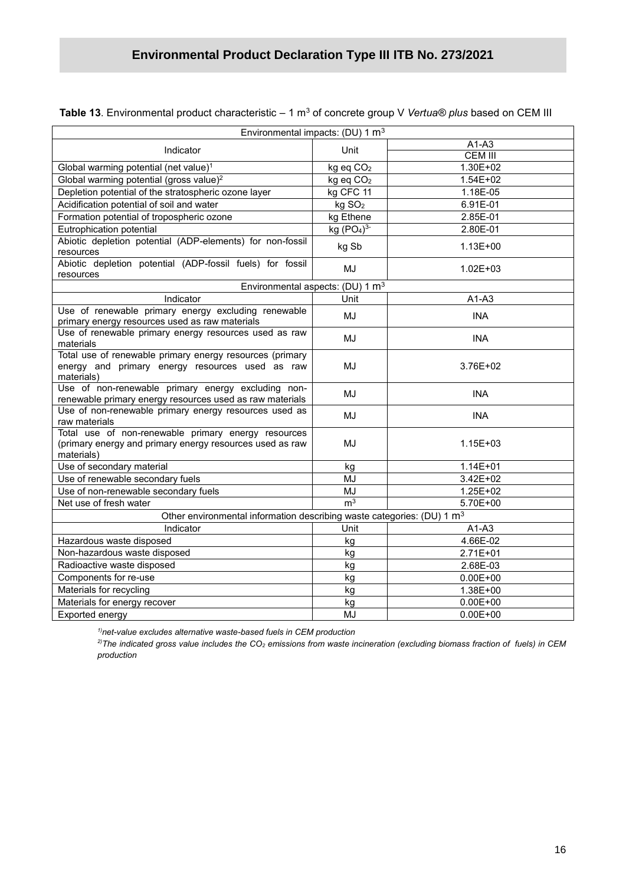**Table 13**. Environmental product characteristic – 1 $m^3$ of concrete group V *Vertua® plus* based on CEM III

| Environmental impacts: (DU) 1 $m^3$ | | |
|---|---|---|
| Indicator | Unit | A1-A3 |
| | | CEM III |
| Global warming potential (net value)[1] | kg eq $CO_2$ | 1.30E+02 |
| Global warming potential (gross value)[2] | kg eq $CO_2$ | 1.54E+02 |
| Depletion potential of the stratospheric ozone layer | kg CFC 11 | 1.18E-05 |
| Acidification potential of soil and water | kg $SO_2$ | 6.91E-01 |
| Formation potential of tropospheric ozone | kg Ethene | 2.85E-01 |
| Eutrophication potential | kg $(PO_4)^{3-}$ | 2.80E-01 |
| Abiotic depletion potential (ADP-elements) for non-fossil resources | kg Sb | 1.13E+00 |
| Abiotic depletion potential (ADP-fossil fuels) for fossil resources | MJ | 1.02E+03 |
| Environmental aspects: (DU) 1 $m^3$ | | |
| Indicator | Unit | A1-A3 |
| Use of renewable primary energy excluding renewable primary energy resources used as raw materials | MJ | INA |
| Use of renewable primary energy resources used as raw materials | MJ | INA |
| Total use of renewable primary energy resources (primary energy and primary energy resources used as raw materials) | MJ | 3.76E+02 |
| Use of non-renewable primary energy excluding non-renewable primary energy resources used as raw materials | MJ | INA |
| Use of non-renewable primary energy resources used as raw materials | MJ | INA |
| Total use of non-renewable primary energy resources (primary energy and primary energy resources used as raw materials) | MJ | 1.15E+03 |
| Use of secondary material | kg | 1.14E+01 |
| Use of renewable secondary fuels | MJ | 3.42E+02 |
| Use of non-renewable secondary fuels | MJ | 1.25E+02 |
| Net use of fresh water | $m^3$ | 5.70E+00 |
| Other environmental information describing waste categories: (DU) 1 $m^3$ | | |
| Indicator | Unit | A1-A3 |
| Hazardous waste disposed | kg | 4.66E-02 |
| Non-hazardous waste disposed | kg | 2.71E+01 |
| Radioactive waste disposed | kg | 2.68E-03 |
| Components for re-use | kg | 0.00E+00 |
| Materials for recycling | kg | 1.38E+00 |
| Materials for energy recover | kg | 0.00E+00 |
| Exported energy | MJ | 0.00E+00 |

*1) net-value excludes alternative waste-based fuels in CEM production*

*2) The indicated gross value includes the $CO_2$ emissions from waste incineration (excluding biomass fraction of fuels) in CEM production*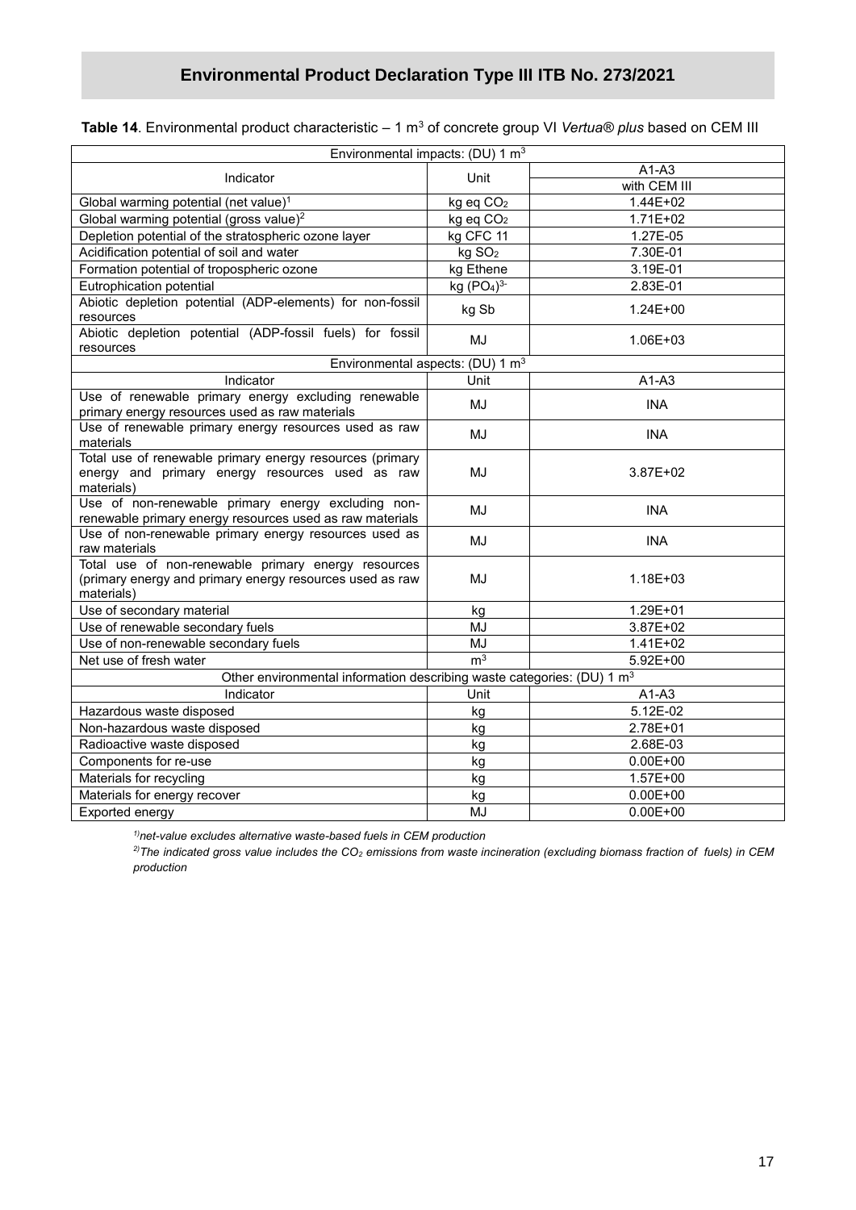**Table 14**. Environmental product characteristic – 1 $m^3$ of concrete group VI *Vertua® plus* based on CEM III

| Environmental impacts: (DU) 1 $m^3$ | | |
|---|---|---|
| Indicator | Unit | A1-A3 |
| | | with CEM III |
| Global warming potential (net value)[1] | kg eq $CO_2$ | 1.44E+02 |
| Global warming potential (gross value)[2] | kg eq $CO_2$ | 1.71E+02 |
| Depletion potential of the stratospheric ozone layer | kg CFC 11 | 1.27E-05 |
| Acidification potential of soil and water | kg $SO_2$ | 7.30E-01 |
| Formation potential of tropospheric ozone | kg Ethene | 3.19E-01 |
| Eutrophication potential | kg $(PO_4)^{3-}$ | 2.83E-01 |
| Abiotic depletion potential (ADP-elements) for non-fossil resources | kg Sb | 1.24E+00 |
| Abiotic depletion potential (ADP-fossil fuels) for fossil resources | MJ | 1.06E+03 |
| **Environmental aspects: (DU) 1 $m^3$** | | |
| Indicator | Unit | A1-A3 |
| Use of renewable primary energy excluding renewable primary energy resources used as raw materials | MJ | INA |
| Use of renewable primary energy resources used as raw materials | MJ | INA |
| Total use of renewable primary energy resources (primary energy and primary energy resources used as raw materials) | MJ | 3.87E+02 |
| Use of non-renewable primary energy excluding non-renewable primary energy resources used as raw materials | MJ | INA |
| Use of non-renewable primary energy resources used as raw materials | MJ | INA |
| Total use of non-renewable primary energy resources (primary energy and primary energy resources used as raw materials) | MJ | 1.18E+03 |
| Use of secondary material | kg | 1.29E+01 |
| Use of renewable secondary fuels | MJ | 3.87E+02 |
| Use of non-renewable secondary fuels | MJ | 1.41E+02 |
| Net use of fresh water | $m^3$ | 5.92E+00 |
| **Other environmental information describing waste categories: (DU) 1 $m^3$** | | |
| Indicator | Unit | A1-A3 |
| Hazardous waste disposed | kg | 5.12E-02 |
| Non-hazardous waste disposed | kg | 2.78E+01 |
| Radioactive waste disposed | kg | 2.68E-03 |
| Components for re-use | kg | 0.00E+00 |
| Materials for recycling | kg | 1.57E+00 |
| Materials for energy recover | kg | 0.00E+00 |
| Exported energy | MJ | 0.00E+00 |

*[1)] net-value excludes alternative waste-based fuels in CEM production*

*[2)] The indicated gross value includes the $CO_2$ emissions from waste incineration (excluding biomass fraction of fuels) in CEM production*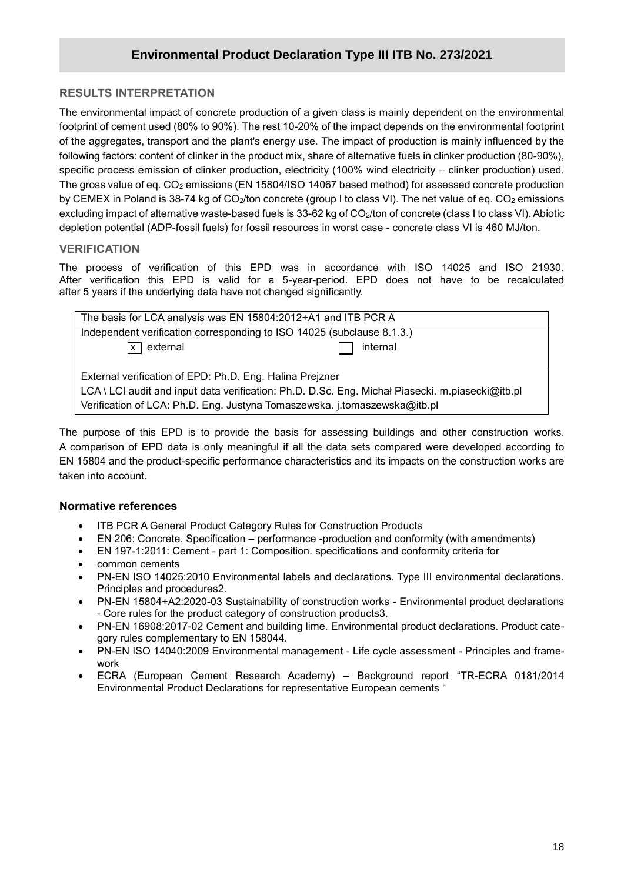## RESULTS INTERPRETATION

The environmental impact of concrete production of a given class is mainly dependent on the environmental footprint of cement used (80% to 90%). The rest 10-20% of the impact depends on the environmental footprint of the aggregates, transport and the plant's energy use. The impact of production is mainly influenced by the following factors: content of clinker in the product mix, share of alternative fuels in clinker production (80-90%), specific process emission of clinker production, electricity (100% wind electricity – clinker production) used. The gross value of eq. $CO_2$ emissions (EN 15804/ISO 14067 based method) for assessed concrete production by CEMEX in Poland is 38-74 kg of $CO_2$/ton concrete (group I to class VI). The net value of eq. $CO_2$ emissions excluding impact of alternative waste-based fuels is 33-62 kg of $CO_2$/ton of concrete (class I to class VI). Abiotic depletion potential (ADP-fossil fuels) for fossil resources in worst case - concrete class VI is 460 MJ/ton.

## VERIFICATION

The process of verification of this EPD was in accordance with ISO 14025 and ISO 21930. After verification this EPD is valid for a 5-year-period. EPD does not have to be recalculated after 5 years if the underlying data have not changed significantly.

| The basis for LCA analysis was EN 15804:2012+A1 and ITB PCR A | |
|---|---|
| Independent verification corresponding to ISO 14025 (subclause 8.1.3.) | |
| [x] external | [ ] internal |
| External verification of EPD: Ph.D. Eng. Halina Prejzner | |
| LCA \ LCI audit and input data verification: Ph.D. D.Sc. Eng. Michał Piasecki. m.piasecki@itb.pl | |
| Verification of LCA: Ph.D. Eng. Justyna Tomaszewska. j.tomaszewska@itb.pl | |

The purpose of this EPD is to provide the basis for assessing buildings and other construction works. A comparison of EPD data is only meaningful if all the data sets compared were developed according to EN 15804 and the product-specific performance characteristics and its impacts on the construction works are taken into account.

### Normative references

- ITB PCR A General Product Category Rules for Construction Products
- EN 206: Concrete. Specification – performance -production and conformity (with amendments)
- EN 197-1:2011: Cement - part 1: Composition. specifications and conformity criteria for
- common cements
- PN-EN ISO 14025:2010 Environmental labels and declarations. Type III environmental declarations. Principles and procedures2.
- PN-EN 15804+A2:2020-03 Sustainability of construction works - Environmental product declarations - Core rules for the product category of construction products3.
- PN-EN 16908:2017-02 Cement and building lime. Environmental product declarations. Product category rules complementary to EN 158044.
- PN-EN ISO 14040:2009 Environmental management - Life cycle assessment - Principles and framework
- ECRA (European Cement Research Academy) – Background report "TR-ECRA 0181/2014 Environmental Product Declarations for representative European cements "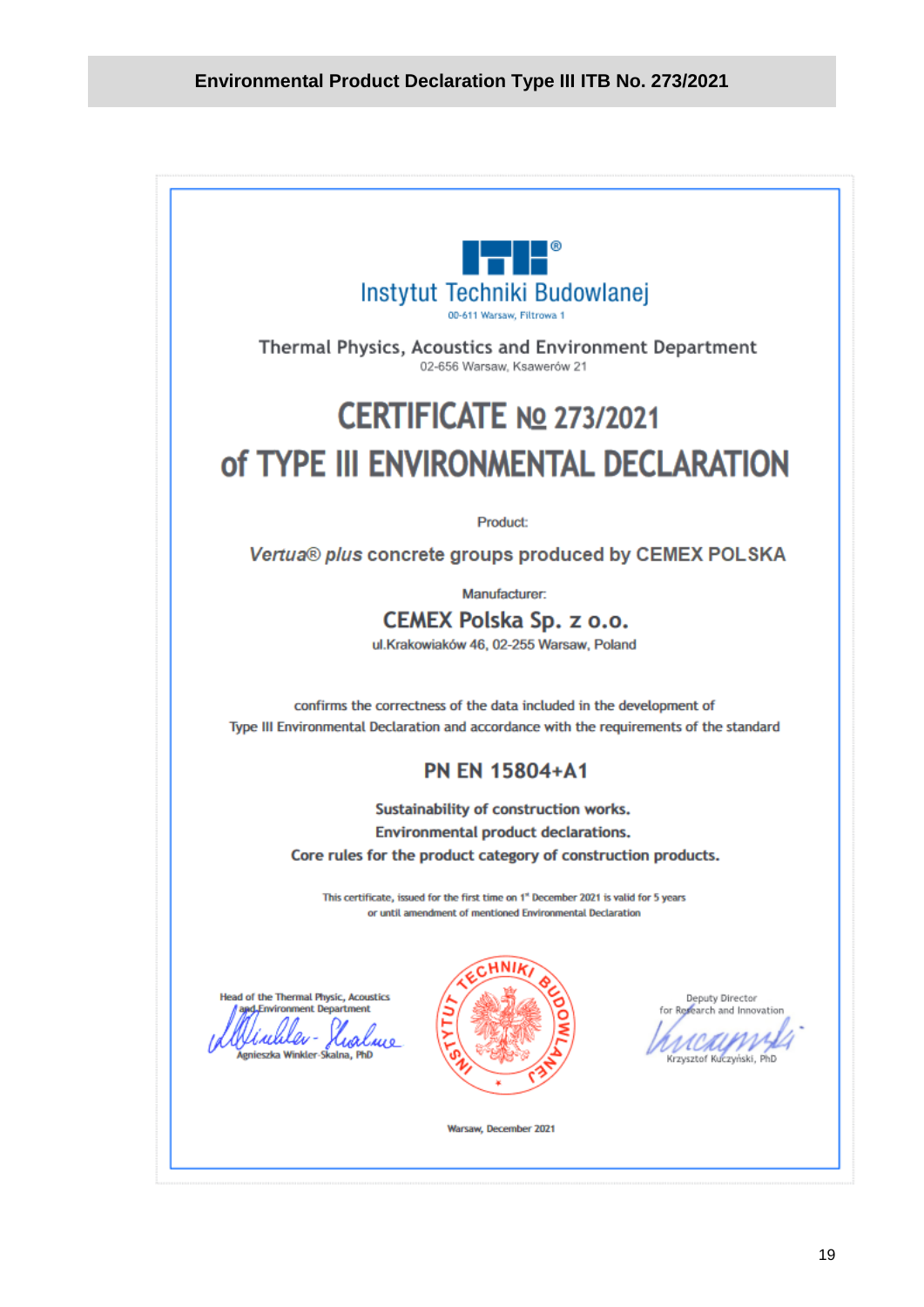Instytut Techniki Budowlanej
00-611 Warsaw, Filtrowa 1

Thermal Physics, Acoustics and Environment Department
02-656 Warsaw, Ksawerów 21

# CERTIFICATE № 273/2021
# of TYPE III ENVIRONMENTAL DECLARATION

Product:

***Vertua® plus* concrete groups produced by CEMEX POLSKA**

Manufacturer:

**CEMEX Polska Sp. z o.o.**
ul.Krakowiaków 46, 02-255 Warsaw, Poland

confirms the correctness of the data included in the development of
Type III Environmental Declaration and accordance with the requirements of the standard

## PN EN 15804+A1

**Sustainability of construction works.**
**Environmental product declarations.**
**Core rules for the product category of construction products.**

This certificate, issued for the first time on 1st December 2021 is valid for 5 years
or until amendment of mentioned Environmental Declaration

Head of the Thermal Physic, Acoustics and Environment Department
Agnieszka Winkler-Skalna, PhD

INSTYTUT TECHNIKI BUDOWLANEJ

Deputy Director for Research and Innovation
Krzysztof Kuczyński, PhD

Warsaw, December 2021